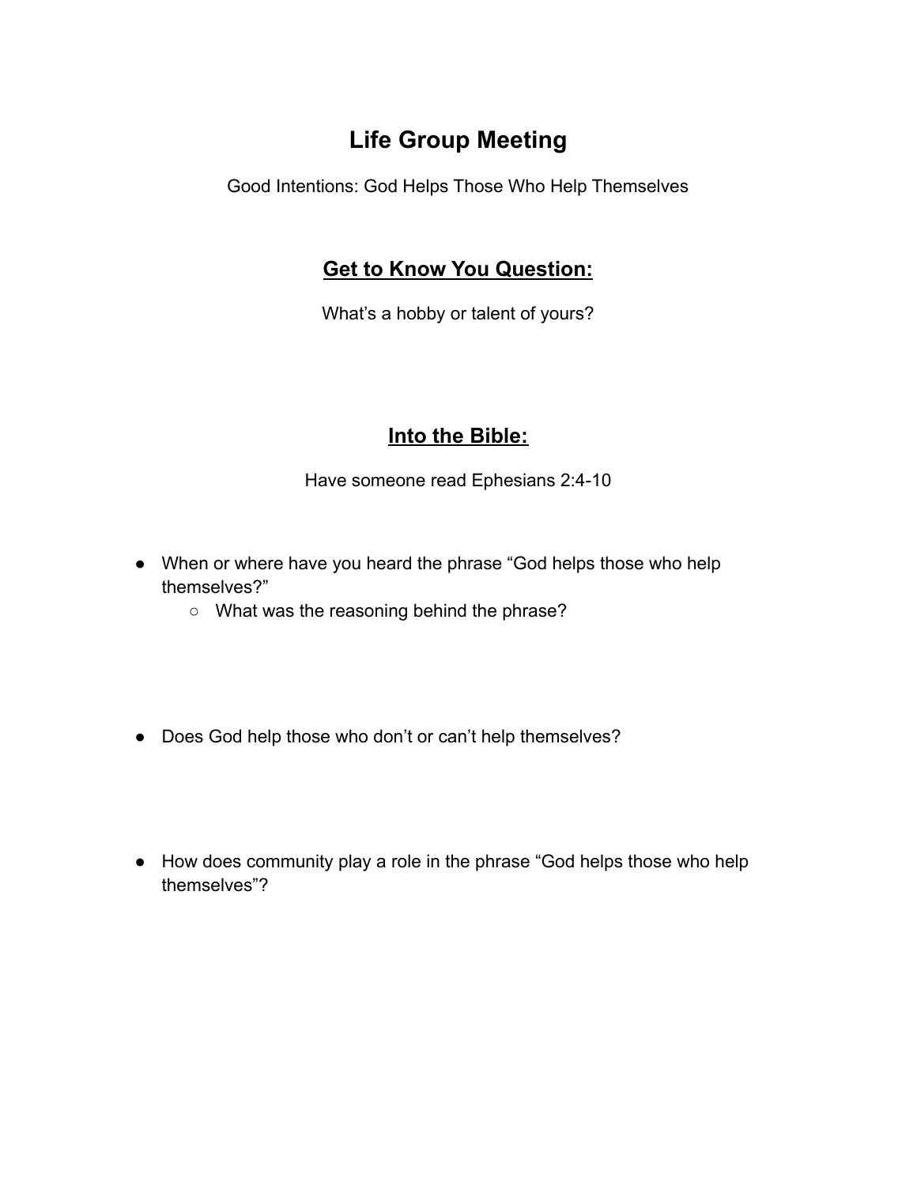# Life Group Meeting

Good Intentions: God Helps Those Who Help Themselves

## Get to Know You Question:

What's a hobby or talent of yours?

## Into the Bible:

Have someone read Ephesians 2:4-10

- When or where have you heard the phrase "God helps those who help themselves?"
  - What was the reasoning behind the phrase?

- Does God help those who don't or can't help themselves?

- How does community play a role in the phrase "God helps those who help themselves"?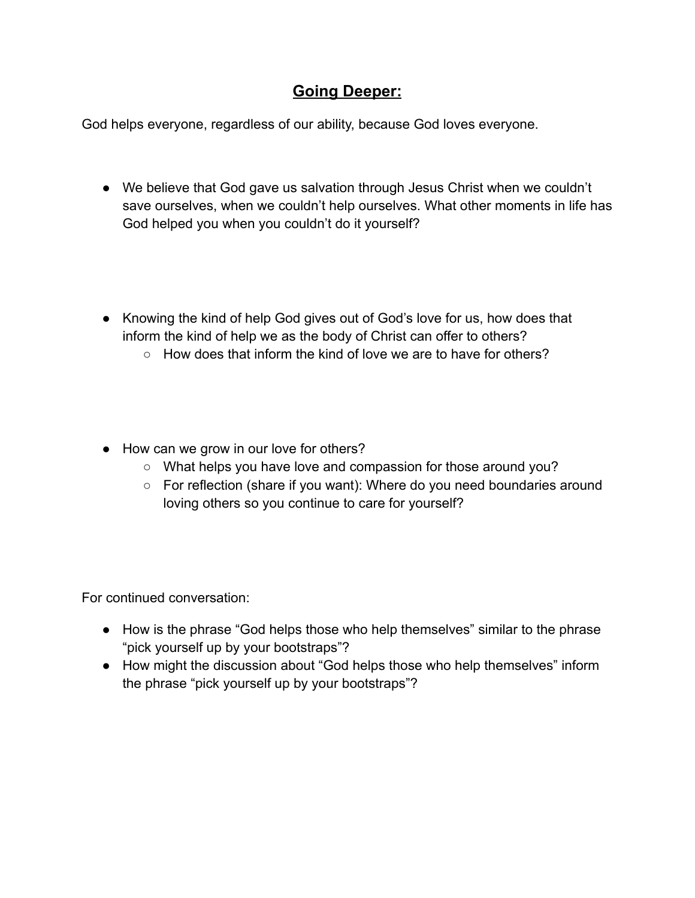## Going Deeper:

God helps everyone, regardless of our ability, because God loves everyone.

- We believe that God gave us salvation through Jesus Christ when we couldn't save ourselves, when we couldn't help ourselves. What other moments in life has God helped you when you couldn't do it yourself?

- Knowing the kind of help God gives out of God's love for us, how does that inform the kind of help we as the body of Christ can offer to others?
    - How does that inform the kind of love we are to have for others?

- How can we grow in our love for others?
    - What helps you have love and compassion for those around you?
    - For reflection (share if you want): Where do you need boundaries around loving others so you continue to care for yourself?

For continued conversation:

- How is the phrase "God helps those who help themselves" similar to the phrase "pick yourself up by your bootstraps"?
- How might the discussion about "God helps those who help themselves" inform the phrase "pick yourself up by your bootstraps"?